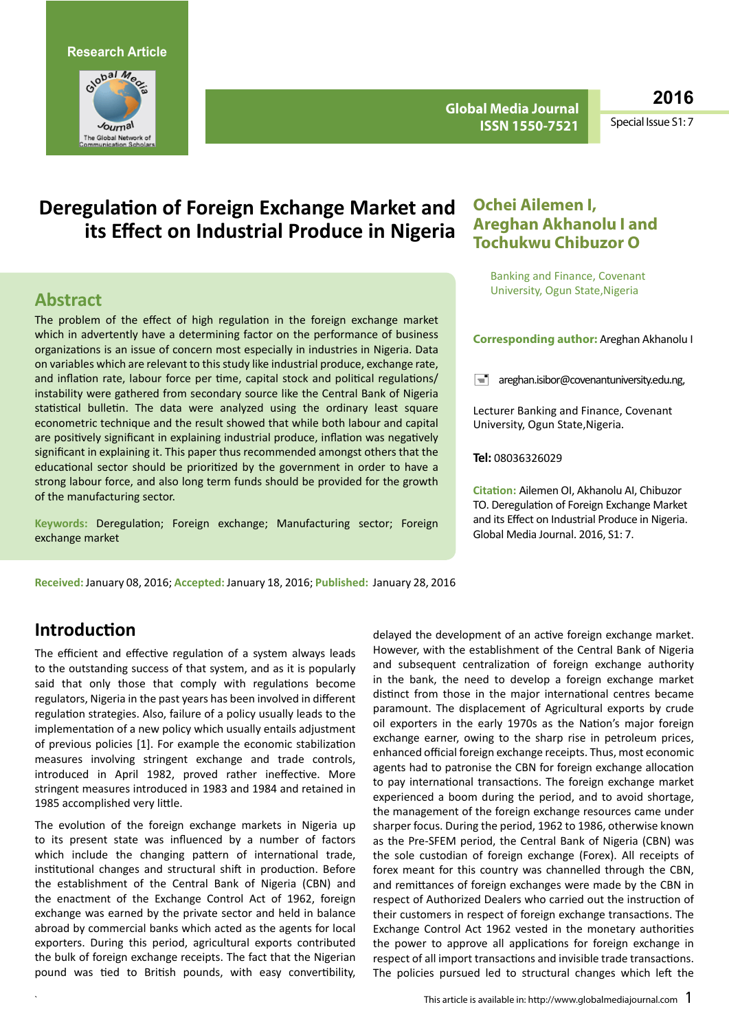Research Article

# Deregulation of Foreign Exchange Market and its Effect on Industrial Produce in Nigeria

**Ochei Ailemen I, Areghan Akhanolu I and Tochukwu Chibuzor O**

Banking and Finance, Covenant University, Ogun State,Nigeria

**Corresponding author:** Areghan Akhanolu I

areghan.isibor@covenantuniversity.edu.ng,

Lecturer Banking and Finance, Covenant University, Ogun State,Nigeria.

**Tel:** 08036326029

**Citation:** Ailemen OI, Akhanolu AI, Chibuzor TO. Deregulation of Foreign Exchange Market and its Effect on Industrial Produce in Nigeria. Global Media Journal. 2016, S1: 7.

## Abstract

The problem of the effect of high regulation in the foreign exchange market which in advertently have a determining factor on the performance of business organizations is an issue of concern most especially in industries in Nigeria. Data on variables which are relevant to this study like industrial produce, exchange rate, and inflation rate, labour force per time, capital stock and political regulations/ instability were gathered from secondary source like the Central Bank of Nigeria statistical bulletin. The data were analyzed using the ordinary least square econometric technique and the result showed that while both labour and capital are positively significant in explaining industrial produce, inflation was negatively significant in explaining it. This paper thus recommended amongst others that the educational sector should be prioritized by the government in order to have a strong labour force, and also long term funds should be provided for the growth of the manufacturing sector.

**Keywords:** Deregulation; Foreign exchange; Manufacturing sector; Foreign exchange market

**Received:** January 08, 2016; **Accepted:** January 18, 2016; **Published:** January 28, 2016

## Introduction

The efficient and effective regulation of a system always leads to the outstanding success of that system, and as it is popularly said that only those that comply with regulations become regulators, Nigeria in the past years has been involved in different regulation strategies. Also, failure of a policy usually leads to the implementation of a new policy which usually entails adjustment of previous policies [1]. For example the economic stabilization measures involving stringent exchange and trade controls, introduced in April 1982, proved rather ineffective. More stringent measures introduced in 1983 and 1984 and retained in 1985 accomplished very little.

The evolution of the foreign exchange markets in Nigeria up to its present state was influenced by a number of factors which include the changing pattern of international trade, institutional changes and structural shift in production. Before the establishment of the Central Bank of Nigeria (CBN) and the enactment of the Exchange Control Act of 1962, foreign exchange was earned by the private sector and held in balance abroad by commercial banks which acted as the agents for local exporters. During this period, agricultural exports contributed the bulk of foreign exchange receipts. The fact that the Nigerian pound was tied to British pounds, with easy convertibility, delayed the development of an active foreign exchange market. However, with the establishment of the Central Bank of Nigeria and subsequent centralization of foreign exchange authority in the bank, the need to develop a foreign exchange market distinct from those in the major international centres became paramount. The displacement of Agricultural exports by crude oil exporters in the early 1970s as the Nation's major foreign exchange earner, owing to the sharp rise in petroleum prices, enhanced official foreign exchange receipts. Thus, most economic agents had to patronise the CBN for foreign exchange allocation to pay international transactions. The foreign exchange market experienced a boom during the period, and to avoid shortage, the management of the foreign exchange resources came under sharper focus. During the period, 1962 to 1986, otherwise known as the Pre-SFEM period, the Central Bank of Nigeria (CBN) was the sole custodian of foreign exchange (Forex). All receipts of forex meant for this country was channelled through the CBN, and remittances of foreign exchanges were made by the CBN in respect of Authorized Dealers who carried out the instruction of their customers in respect of foreign exchange transactions. The Exchange Control Act 1962 vested in the monetary authorities the power to approve all applications for foreign exchange in respect of all import transactions and invisible trade transactions. The policies pursued led to structural changes which left the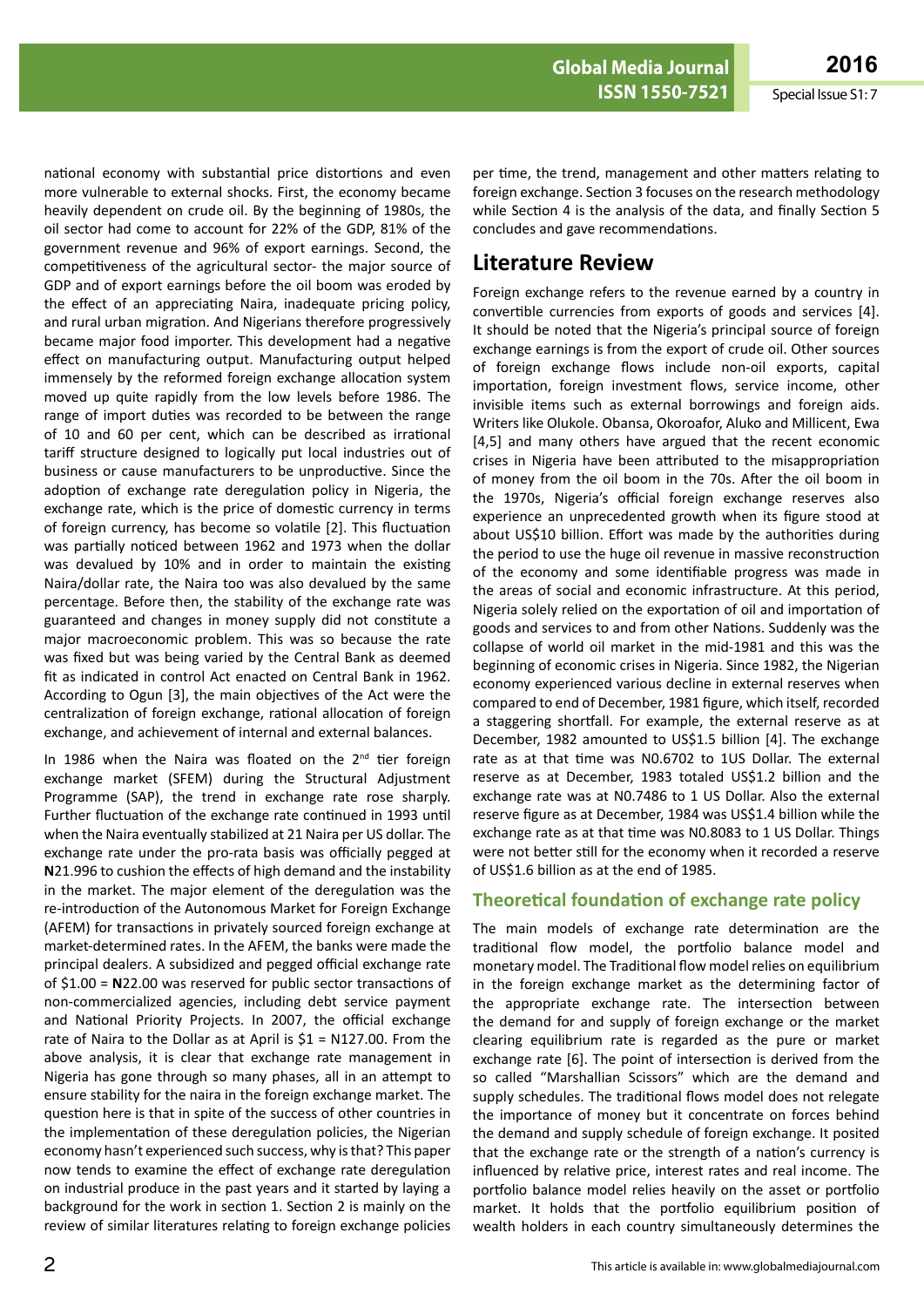national economy with substantial price distortions and even more vulnerable to external shocks. First, the economy became heavily dependent on crude oil. By the beginning of 1980s, the oil sector had come to account for 22% of the GDP, 81% of the government revenue and 96% of export earnings. Second, the competitiveness of the agricultural sector- the major source of GDP and of export earnings before the oil boom was eroded by the effect of an appreciating Naira, inadequate pricing policy, and rural urban migration. And Nigerians therefore progressively became major food importer. This development had a negative effect on manufacturing output. Manufacturing output helped immensely by the reformed foreign exchange allocation system moved up quite rapidly from the low levels before 1986. The range of import duties was recorded to be between the range of 10 and 60 per cent, which can be described as irrational tariff structure designed to logically put local industries out of business or cause manufacturers to be unproductive. Since the adoption of exchange rate deregulation policy in Nigeria, the exchange rate, which is the price of domestic currency in terms of foreign currency, has become so volatile [2]. This fluctuation was partially noticed between 1962 and 1973 when the dollar was devalued by 10% and in order to maintain the existing Naira/dollar rate, the Naira too was also devalued by the same percentage. Before then, the stability of the exchange rate was guaranteed and changes in money supply did not constitute a major macroeconomic problem. This was so because the rate was fixed but was being varied by the Central Bank as deemed fit as indicated in control Act enacted on Central Bank in 1962. According to Ogun [3], the main objectives of the Act were the centralization of foreign exchange, rational allocation of foreign exchange, and achievement of internal and external balances.

In 1986 when the Naira was floated on the 2nd tier foreign exchange market (SFEM) during the Structural Adjustment Programme (SAP), the trend in exchange rate rose sharply. Further fluctuation of the exchange rate continued in 1993 until when the Naira eventually stabilized at 21 Naira per US dollar. The exchange rate under the pro-rata basis was officially pegged at **N**21.996 to cushion the effects of high demand and the instability in the market. The major element of the deregulation was the re-introduction of the Autonomous Market for Foreign Exchange (AFEM) for transactions in privately sourced foreign exchange at market-determined rates. In the AFEM, the banks were made the principal dealers. A subsidized and pegged official exchange rate of $1.00 = **N**22.00 was reserved for public sector transactions of non-commercialized agencies, including debt service payment and National Priority Projects. In 2007, the official exchange rate of Naira to the Dollar as at April is $1 = N127.00. From the above analysis, it is clear that exchange rate management in Nigeria has gone through so many phases, all in an attempt to ensure stability for the naira in the foreign exchange market. The question here is that in spite of the success of other countries in the implementation of these deregulation policies, the Nigerian economy hasn't experienced such success, why is that? This paper now tends to examine the effect of exchange rate deregulation on industrial produce in the past years and it started by laying a background for the work in section 1. Section 2 is mainly on the review of similar literatures relating to foreign exchange policies per time, the trend, management and other matters relating to foreign exchange. Section 3 focuses on the research methodology while Section 4 is the analysis of the data, and finally Section 5 concludes and gave recommendations.

## Literature Review

Foreign exchange refers to the revenue earned by a country in convertible currencies from exports of goods and services [4]. It should be noted that the Nigeria's principal source of foreign exchange earnings is from the export of crude oil. Other sources of foreign exchange flows include non-oil exports, capital importation, foreign investment flows, service income, other invisible items such as external borrowings and foreign aids. Writers like Olukole. Obansa, Okoroafor, Aluko and Millicent, Ewa [4,5] and many others have argued that the recent economic crises in Nigeria have been attributed to the misappropriation of money from the oil boom in the 70s. After the oil boom in the 1970s, Nigeria's official foreign exchange reserves also experience an unprecedented growth when its figure stood at about US$10 billion. Effort was made by the authorities during the period to use the huge oil revenue in massive reconstruction of the economy and some identifiable progress was made in the areas of social and economic infrastructure. At this period, Nigeria solely relied on the exportation of oil and importation of goods and services to and from other Nations. Suddenly was the collapse of world oil market in the mid-1981 and this was the beginning of economic crises in Nigeria. Since 1982, the Nigerian economy experienced various decline in external reserves when compared to end of December, 1981 figure, which itself, recorded a staggering shortfall. For example, the external reserve as at December, 1982 amounted to US$1.5 billion [4]. The exchange rate as at that time was N0.6702 to 1US Dollar. The external reserve as at December, 1983 totaled US$1.2 billion and the exchange rate was at N0.7486 to 1 US Dollar. Also the external reserve figure as at December, 1984 was US$1.4 billion while the exchange rate as at that time was N0.8083 to 1 US Dollar. Things were not better still for the economy when it recorded a reserve of US$1.6 billion as at the end of 1985.

### Theoretical foundation of exchange rate policy

The main models of exchange rate determination are the traditional flow model, the portfolio balance model and monetary model. The Traditional flow model relies on equilibrium in the foreign exchange market as the determining factor of the appropriate exchange rate. The intersection between the demand for and supply of foreign exchange or the market clearing equilibrium rate is regarded as the pure or market exchange rate [6]. The point of intersection is derived from the so called "Marshallian Scissors" which are the demand and supply schedules. The traditional flows model does not relegate the importance of money but it concentrate on forces behind the demand and supply schedule of foreign exchange. It posited that the exchange rate or the strength of a nation's currency is influenced by relative price, interest rates and real income. The portfolio balance model relies heavily on the asset or portfolio market. It holds that the portfolio equilibrium position of wealth holders in each country simultaneously determines the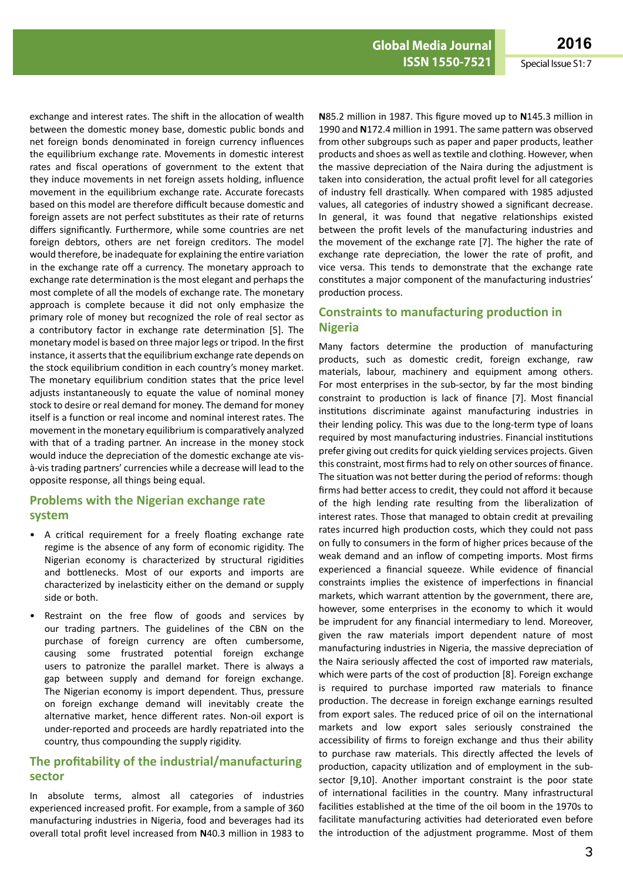exchange and interest rates. The shift in the allocation of wealth between the domestic money base, domestic public bonds and net foreign bonds denominated in foreign currency influences the equilibrium exchange rate. Movements in domestic interest rates and fiscal operations of government to the extent that they induce movements in net foreign assets holding, influence movement in the equilibrium exchange rate. Accurate forecasts based on this model are therefore difficult because domestic and foreign assets are not perfect substitutes as their rate of returns differs significantly. Furthermore, while some countries are net foreign debtors, others are net foreign creditors. The model would therefore, be inadequate for explaining the entire variation in the exchange rate off a currency. The monetary approach to exchange rate determination is the most elegant and perhaps the most complete of all the models of exchange rate. The monetary approach is complete because it did not only emphasize the primary role of money but recognized the role of real sector as a contributory factor in exchange rate determination [5]. The monetary model is based on three major legs or tripod. In the first instance, it asserts that the equilibrium exchange rate depends on the stock equilibrium condition in each country's money market. The monetary equilibrium condition states that the price level adjusts instantaneously to equate the value of nominal money stock to desire or real demand for money. The demand for money itself is a function or real income and nominal interest rates. The movement in the monetary equilibrium is comparatively analyzed with that of a trading partner. An increase in the money stock would induce the depreciation of the domestic exchange ate vis-à-vis trading partners' currencies while a decrease will lead to the opposite response, all things being equal.

## Problems with the Nigerian exchange rate system

- A critical requirement for a freely floating exchange rate regime is the absence of any form of economic rigidity. The Nigerian economy is characterized by structural rigidities and bottlenecks. Most of our exports and imports are characterized by inelasticity either on the demand or supply side or both.
- Restraint on the free flow of goods and services by our trading partners. The guidelines of the CBN on the purchase of foreign currency are often cumbersome, causing some frustrated potential foreign exchange users to patronize the parallel market. There is always a gap between supply and demand for foreign exchange. The Nigerian economy is import dependent. Thus, pressure on foreign exchange demand will inevitably create the alternative market, hence different rates. Non-oil export is under-reported and proceeds are hardly repatriated into the country, thus compounding the supply rigidity.

## The profitability of the industrial/manufacturing sector

In absolute terms, almost all categories of industries experienced increased profit. For example, from a sample of 360 manufacturing industries in Nigeria, food and beverages had its overall total profit level increased from **N**40.3 million in 1983 to **N**85.2 million in 1987. This figure moved up to **N**145.3 million in 1990 and **N**172.4 million in 1991. The same pattern was observed from other subgroups such as paper and paper products, leather products and shoes as well as textile and clothing. However, when the massive depreciation of the Naira during the adjustment is taken into consideration, the actual profit level for all categories of industry fell drastically. When compared with 1985 adjusted values, all categories of industry showed a significant decrease. In general, it was found that negative relationships existed between the profit levels of the manufacturing industries and the movement of the exchange rate [7]. The higher the rate of exchange rate depreciation, the lower the rate of profit, and vice versa. This tends to demonstrate that the exchange rate constitutes a major component of the manufacturing industries' production process.

## Constraints to manufacturing production in Nigeria

Many factors determine the production of manufacturing products, such as domestic credit, foreign exchange, raw materials, labour, machinery and equipment among others. For most enterprises in the sub-sector, by far the most binding constraint to production is lack of finance [7]. Most financial institutions discriminate against manufacturing industries in their lending policy. This was due to the long-term type of loans required by most manufacturing industries. Financial institutions prefer giving out credits for quick yielding services projects. Given this constraint, most firms had to rely on other sources of finance. The situation was not better during the period of reforms: though firms had better access to credit, they could not afford it because of the high lending rate resulting from the liberalization of interest rates. Those that managed to obtain credit at prevailing rates incurred high production costs, which they could not pass on fully to consumers in the form of higher prices because of the weak demand and an inflow of competing imports. Most firms experienced a financial squeeze. While evidence of financial constraints implies the existence of imperfections in financial markets, which warrant attention by the government, there are, however, some enterprises in the economy to which it would be imprudent for any financial intermediary to lend. Moreover, given the raw materials import dependent nature of most manufacturing industries in Nigeria, the massive depreciation of the Naira seriously affected the cost of imported raw materials, which were parts of the cost of production [8]. Foreign exchange is required to purchase imported raw materials to finance production. The decrease in foreign exchange earnings resulted from export sales. The reduced price of oil on the international markets and low export sales seriously constrained the accessibility of firms to foreign exchange and thus their ability to purchase raw materials. This directly affected the levels of production, capacity utilization and of employment in the sub-sector [9,10]. Another important constraint is the poor state of international facilities in the country. Many infrastructural facilities established at the time of the oil boom in the 1970s to facilitate manufacturing activities had deteriorated even before the introduction of the adjustment programme. Most of them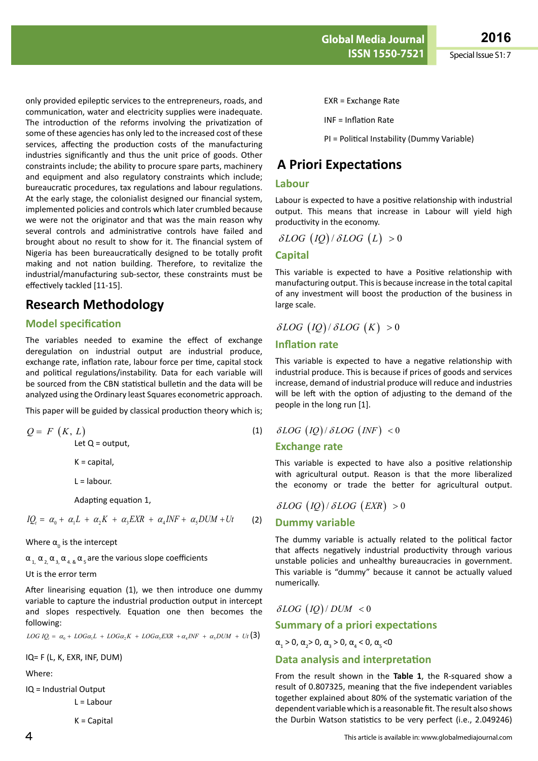only provided epileptic services to the entrepreneurs, roads, and communication, water and electricity supplies were inadequate. The introduction of the reforms involving the privatization of some of these agencies has only led to the increased cost of these services, affecting the production costs of the manufacturing industries significantly and thus the unit price of goods. Other constraints include; the ability to procure spare parts, machinery and equipment and also regulatory constraints which include; bureaucratic procedures, tax regulations and labour regulations. At the early stage, the colonialist designed our financial system, implemented policies and controls which later crumbled because we were not the originator and that was the main reason why several controls and administrative controls have failed and brought about no result to show for it. The financial system of Nigeria has been bureaucratically designed to be totally profit making and not nation building. Therefore, to revitalize the industrial/manufacturing sub-sector, these constraints must be effectively tackled [11-15].

## Research Methodology

### Model specification

The variables needed to examine the effect of exchange deregulation on industrial output are industrial produce, exchange rate, inflation rate, labour force per time, capital stock and political regulations/instability. Data for each variable will be sourced from the CBN statistical bulletin and the data will be analyzed using the Ordinary least Squares econometric approach.

This paper will be guided by classical production theory which is;

$$Q = F\ (K,\ L) \quad (1)$$

Let Q = output,

K = capital,

L = labour.

Adapting equation 1,

$$IQ_t = \alpha_0 + \alpha_1 L + \alpha_2 K + \alpha_3 EXR + \alpha_4 INF + \alpha_5 DUM + Ut \quad (2)$$

Where $\alpha_0$ is the intercept

$\alpha_1$, $\alpha_2$, $\alpha_3$, $\alpha_4$ & $\alpha_5$ are the various slope coefficients

Ut is the error term

After linearising equation (1), we then introduce one dummy variable to capture the industrial production output in intercept and slopes respectively. Equation one then becomes the following:

$$LOG\ IQ_t = \alpha_0 + LOG\alpha_1 L + LOG\alpha_2 K + LOG\alpha_3 EXR + \alpha_4 INF + \alpha_5 DUM + Ut \quad (3)$$

IQ= F (L, K, EXR, INF, DUM)

Where:

IQ = Industrial Output

L = Labour

K = Capital

EXR = Exchange Rate

INF = Inflation Rate

PI = Political Instability (Dummy Variable)

## A Priori Expectations

### Labour

Labour is expected to have a positive relationship with industrial output. This means that increase in Labour will yield high productivity in the economy.

$$\delta LOG\ (IQ) / \delta LOG\ (L)\ > 0$$

### Capital

This variable is expected to have a Positive relationship with manufacturing output. This is because increase in the total capital of any investment will boost the production of the business in large scale.

$$\delta LOG\ (IQ) / \delta LOG\ (K)\ > 0$$

### Inflation rate

This variable is expected to have a negative relationship with industrial produce. This is because if prices of goods and services increase, demand of industrial produce will reduce and industries will be left with the option of adjusting to the demand of the people in the long run [1].

$$\delta LOG\ (IQ) / \delta LOG\ (INF)\ < 0$$

### Exchange rate

This variable is expected to have also a positive relationship with agricultural output. Reason is that the more liberalized the economy or trade the better for agricultural output.

$$\delta LOG\ (IQ) / \delta LOG\ (EXR)\ > 0$$

### Dummy variable

The dummy variable is actually related to the political factor that affects negatively industrial productivity through various unstable policies and unhealthy bureaucracies in government. This variable is "dummy" because it cannot be actually valued numerically.

$$\delta LOG\ (IQ) / DUM\ < 0$$

### Summary of a priori expectations

$\alpha_1 > 0$, $\alpha_2 > 0$, $\alpha_3 > 0$, $\alpha_4 < 0$, $\alpha_5 < 0$

### Data analysis and interpretation

From the result shown in the **Table 1**, the R-squared show a result of 0.807325, meaning that the five independent variables together explained about 80% of the systematic variation of the dependent variable which is a reasonable fit. The result also shows the Durbin Watson statistics to be very perfect (i.e., 2.049246)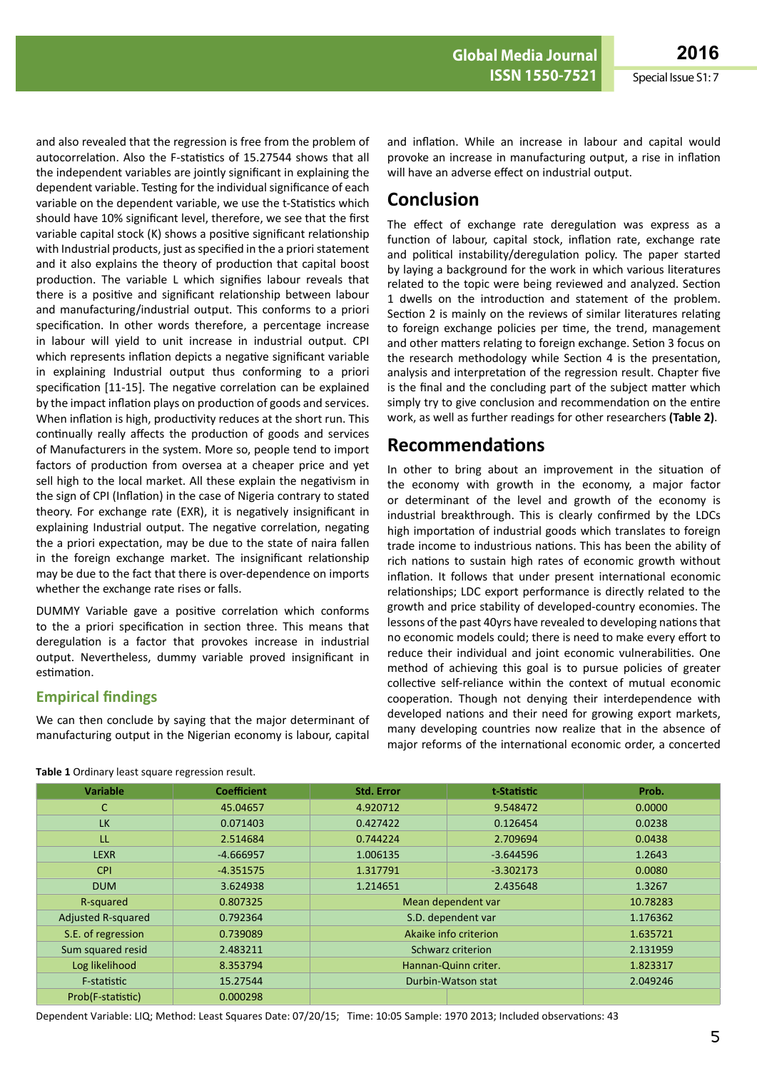and also revealed that the regression is free from the problem of autocorrelation. Also the F-statistics of 15.27544 shows that all the independent variables are jointly significant in explaining the dependent variable. Testing for the individual significance of each variable on the dependent variable, we use the t-Statistics which should have 10% significant level, therefore, we see that the first variable capital stock (K) shows a positive significant relationship with Industrial products, just as specified in the a priori statement and it also explains the theory of production that capital boost production. The variable L which signifies labour reveals that there is a positive and significant relationship between labour and manufacturing/industrial output. This conforms to a priori specification. In other words therefore, a percentage increase in labour will yield to unit increase in industrial output. CPI which represents inflation depicts a negative significant variable in explaining Industrial output thus conforming to a priori specification [11-15]. The negative correlation can be explained by the impact inflation plays on production of goods and services. When inflation is high, productivity reduces at the short run. This continually really affects the production of goods and services of Manufacturers in the system. More so, people tend to import factors of production from oversea at a cheaper price and yet sell high to the local market. All these explain the negativism in the sign of CPI (Inflation) in the case of Nigeria contrary to stated theory. For exchange rate (EXR), it is negatively insignificant in explaining Industrial output. The negative correlation, negating the a priori expectation, may be due to the state of naira fallen in the foreign exchange market. The insignificant relationship may be due to the fact that there is over-dependence on imports whether the exchange rate rises or falls.

DUMMY Variable gave a positive correlation which conforms to the a priori specification in section three. This means that deregulation is a factor that provokes increase in industrial output. Nevertheless, dummy variable proved insignificant in estimation.

### Empirical findings

We can then conclude by saying that the major determinant of manufacturing output in the Nigerian economy is labour, capital and inflation. While an increase in labour and capital would provoke an increase in manufacturing output, a rise in inflation will have an adverse effect on industrial output.

## Conclusion

The effect of exchange rate deregulation was express as a function of labour, capital stock, inflation rate, exchange rate and political instability/deregulation policy. The paper started by laying a background for the work in which various literatures related to the topic were being reviewed and analyzed. Section 1 dwells on the introduction and statement of the problem. Section 2 is mainly on the reviews of similar literatures relating to foreign exchange policies per time, the trend, management and other matters relating to foreign exchange. Setion 3 focus on the research methodology while Section 4 is the presentation, analysis and interpretation of the regression result. Chapter five is the final and the concluding part of the subject matter which simply try to give conclusion and recommendation on the entire work, as well as further readings for other researchers **(Table 2)**.

## Recommendations

In other to bring about an improvement in the situation of the economy with growth in the economy, a major factor or determinant of the level and growth of the economy is industrial breakthrough. This is clearly confirmed by the LDCs high importation of industrial goods which translates to foreign trade income to industrious nations. This has been the ability of rich nations to sustain high rates of economic growth without inflation. It follows that under present international economic relationships; LDC export performance is directly related to the growth and price stability of developed-country economies. The lessons of the past 40yrs have revealed to developing nations that no economic models could; there is need to make every effort to reduce their individual and joint economic vulnerabilities. One method of achieving this goal is to pursue policies of greater collective self-reliance within the context of mutual economic cooperation. Though not denying their interdependence with developed nations and their need for growing export markets, many developing countries now realize that in the absence of major reforms of the international economic order, a concerted

**Table 1** Ordinary least square regression result.

| Variable | Coefficient | Std. Error | t-Statistic | Prob. |
|---|---|---|---|---|
| C | 45.04657 | 4.920712 | 9.548472 | 0.0000 |
| LK | 0.071403 | 0.427422 | 0.126454 | 0.0238 |
| LL | 2.514684 | 0.744224 | 2.709694 | 0.0438 |
| LEXR | -4.666957 | 1.006135 | -3.644596 | 1.2643 |
| CPI | -4.351575 | 1.317791 | -3.302173 | 0.0080 |
| DUM | 3.624938 | 1.214651 | 2.435648 | 1.3267 |
| R-squared | 0.807325 | Mean dependent var | | 10.78283 |
| Adjusted R-squared | 0.792364 | S.D. dependent var | | 1.176362 |
| S.E. of regression | 0.739089 | Akaike info criterion | | 1.635721 |
| Sum squared resid | 2.483211 | Schwarz criterion | | 2.131959 |
| Log likelihood | 8.353794 | Hannan-Quinn criter. | | 1.823317 |
| F-statistic | 15.27544 | Durbin-Watson stat | | 2.049246 |
| Prob(F-statistic) | 0.000298 | | | |

Dependent Variable: LIQ; Method: Least Squares Date: 07/20/15; Time: 10:05 Sample: 1970 2013; Included observations: 43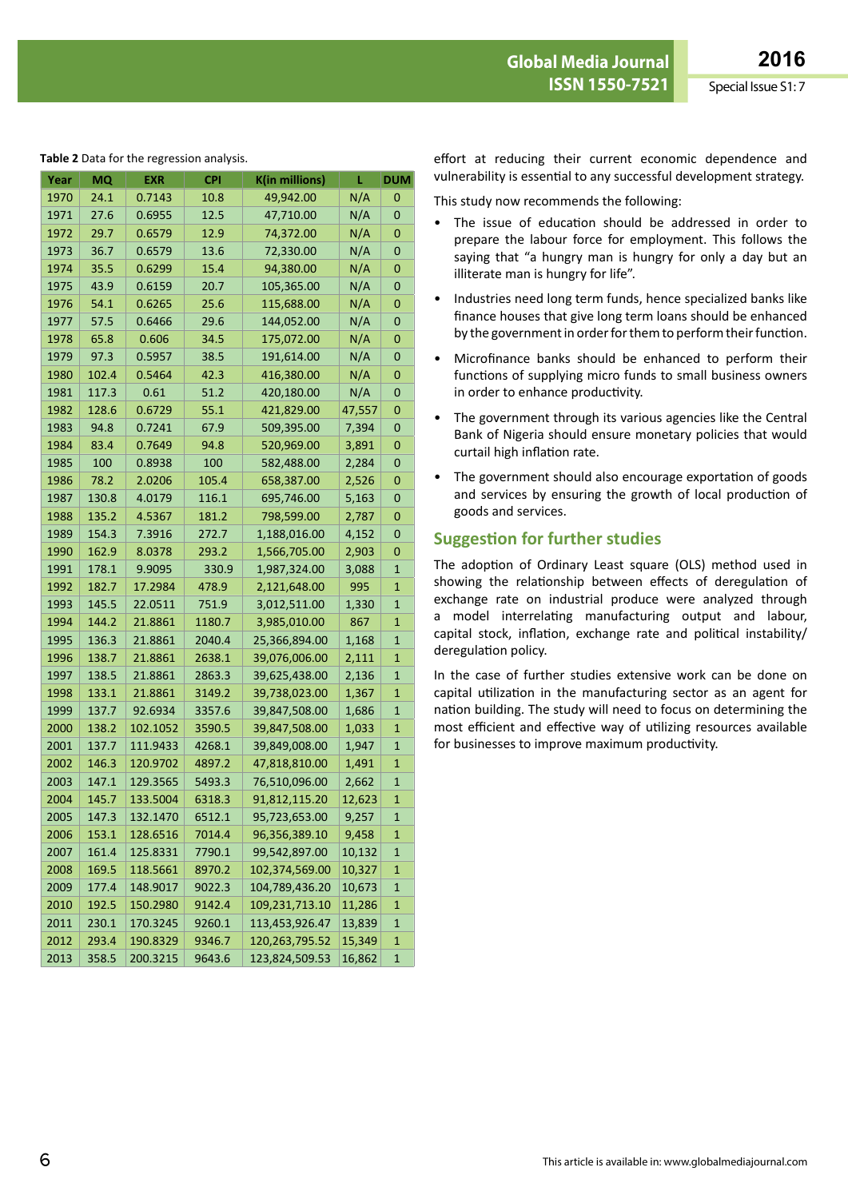**Table 2** Data for the regression analysis.

| Year | MQ | EXR | CPI | K(in millions) | L | DUM |
|---|---|---|---|---|---|---|
| 1970 | 24.1 | 0.7143 | 10.8 | 49,942.00 | N/A | 0 |
| 1971 | 27.6 | 0.6955 | 12.5 | 47,710.00 | N/A | 0 |
| 1972 | 29.7 | 0.6579 | 12.9 | 74,372.00 | N/A | 0 |
| 1973 | 36.7 | 0.6579 | 13.6 | 72,330.00 | N/A | 0 |
| 1974 | 35.5 | 0.6299 | 15.4 | 94,380.00 | N/A | 0 |
| 1975 | 43.9 | 0.6159 | 20.7 | 105,365.00 | N/A | 0 |
| 1976 | 54.1 | 0.6265 | 25.6 | 115,688.00 | N/A | 0 |
| 1977 | 57.5 | 0.6466 | 29.6 | 144,052.00 | N/A | 0 |
| 1978 | 65.8 | 0.606 | 34.5 | 175,072.00 | N/A | 0 |
| 1979 | 97.3 | 0.5957 | 38.5 | 191,614.00 | N/A | 0 |
| 1980 | 102.4 | 0.5464 | 42.3 | 416,380.00 | N/A | 0 |
| 1981 | 117.3 | 0.61 | 51.2 | 420,180.00 | N/A | 0 |
| 1982 | 128.6 | 0.6729 | 55.1 | 421,829.00 | 47,557 | 0 |
| 1983 | 94.8 | 0.7241 | 67.9 | 509,395.00 | 7,394 | 0 |
| 1984 | 83.4 | 0.7649 | 94.8 | 520,969.00 | 3,891 | 0 |
| 1985 | 100 | 0.8938 | 100 | 582,488.00 | 2,284 | 0 |
| 1986 | 78.2 | 2.0206 | 105.4 | 658,387.00 | 2,526 | 0 |
| 1987 | 130.8 | 4.0179 | 116.1 | 695,746.00 | 5,163 | 0 |
| 1988 | 135.2 | 4.5367 | 181.2 | 798,599.00 | 2,787 | 0 |
| 1989 | 154.3 | 7.3916 | 272.7 | 1,188,016.00 | 4,152 | 0 |
| 1990 | 162.9 | 8.0378 | 293.2 | 1,566,705.00 | 2,903 | 0 |
| 1991 | 178.1 | 9.9095 | 330.9 | 1,987,324.00 | 3,088 | 1 |
| 1992 | 182.7 | 17.2984 | 478.9 | 2,121,648.00 | 995 | 1 |
| 1993 | 145.5 | 22.0511 | 751.9 | 3,012,511.00 | 1,330 | 1 |
| 1994 | 144.2 | 21.8861 | 1180.7 | 3,985,010.00 | 867 | 1 |
| 1995 | 136.3 | 21.8861 | 2040.4 | 25,366,894.00 | 1,168 | 1 |
| 1996 | 138.7 | 21.8861 | 2638.1 | 39,076,006.00 | 2,111 | 1 |
| 1997 | 138.5 | 21.8861 | 2863.3 | 39,625,438.00 | 2,136 | 1 |
| 1998 | 133.1 | 21.8861 | 3149.2 | 39,738,023.00 | 1,367 | 1 |
| 1999 | 137.7 | 92.6934 | 3357.6 | 39,847,508.00 | 1,686 | 1 |
| 2000 | 138.2 | 102.1052 | 3590.5 | 39,847,508.00 | 1,033 | 1 |
| 2001 | 137.7 | 111.9433 | 4268.1 | 39,849,008.00 | 1,947 | 1 |
| 2002 | 146.3 | 120.9702 | 4897.2 | 47,818,810.00 | 1,491 | 1 |
| 2003 | 147.1 | 129.3565 | 5493.3 | 76,510,096.00 | 2,662 | 1 |
| 2004 | 145.7 | 133.5004 | 6318.3 | 91,812,115.20 | 12,623 | 1 |
| 2005 | 147.3 | 132.1470 | 6512.1 | 95,723,653.00 | 9,257 | 1 |
| 2006 | 153.1 | 128.6516 | 7014.4 | 96,356,389.10 | 9,458 | 1 |
| 2007 | 161.4 | 125.8331 | 7790.1 | 99,542,897.00 | 10,132 | 1 |
| 2008 | 169.5 | 118.5661 | 8970.2 | 102,374,569.00 | 10,327 | 1 |
| 2009 | 177.4 | 148.9017 | 9022.3 | 104,789,436.20 | 10,673 | 1 |
| 2010 | 192.5 | 150.2980 | 9142.4 | 109,231,713.10 | 11,286 | 1 |
| 2011 | 230.1 | 170.3245 | 9260.1 | 113,453,926.47 | 13,839 | 1 |
| 2012 | 293.4 | 190.8329 | 9346.7 | 120,263,795.52 | 15,349 | 1 |
| 2013 | 358.5 | 200.3215 | 9643.6 | 123,824,509.53 | 16,862 | 1 |

effort at reducing their current economic dependence and vulnerability is essential to any successful development strategy.

This study now recommends the following:

- The issue of education should be addressed in order to prepare the labour force for employment. This follows the saying that "a hungry man is hungry for only a day but an illiterate man is hungry for life".
- Industries need long term funds, hence specialized banks like finance houses that give long term loans should be enhanced by the government in order for them to perform their function.
- Microfinance banks should be enhanced to perform their functions of supplying micro funds to small business owners in order to enhance productivity.
- The government through its various agencies like the Central Bank of Nigeria should ensure monetary policies that would curtail high inflation rate.
- The government should also encourage exportation of goods and services by ensuring the growth of local production of goods and services.

## Suggestion for further studies

The adoption of Ordinary Least square (OLS) method used in showing the relationship between effects of deregulation of exchange rate on industrial produce were analyzed through a model interrelating manufacturing output and labour, capital stock, inflation, exchange rate and political instability/deregulation policy.

In the case of further studies extensive work can be done on capital utilization in the manufacturing sector as an agent for nation building. The study will need to focus on determining the most efficient and effective way of utilizing resources available for businesses to improve maximum productivity.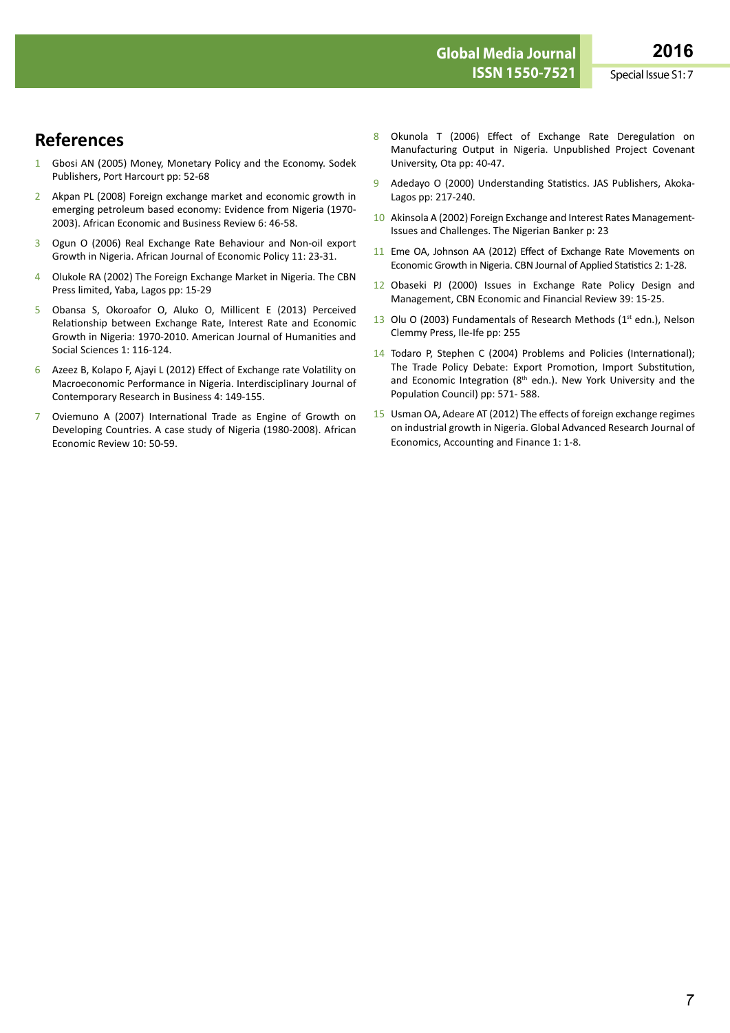## References

1. Gbosi AN (2005) Money, Monetary Policy and the Economy. Sodek Publishers, Port Harcourt pp: 52-68
2. Akpan PL (2008) Foreign exchange market and economic growth in emerging petroleum based economy: Evidence from Nigeria (1970-2003). African Economic and Business Review 6: 46-58.
3. Ogun O (2006) Real Exchange Rate Behaviour and Non-oil export Growth in Nigeria. African Journal of Economic Policy 11: 23-31.
4. Olukole RA (2002) The Foreign Exchange Market in Nigeria. The CBN Press limited, Yaba, Lagos pp: 15-29
5. Obansa S, Okoroafor O, Aluko O, Millicent E (2013) Perceived Relationship between Exchange Rate, Interest Rate and Economic Growth in Nigeria: 1970-2010. American Journal of Humanities and Social Sciences 1: 116-124.
6. Azeez B, Kolapo F, Ajayi L (2012) Effect of Exchange rate Volatility on Macroeconomic Performance in Nigeria. Interdisciplinary Journal of Contemporary Research in Business 4: 149-155.
7. Oviemuno A (2007) International Trade as Engine of Growth on Developing Countries. A case study of Nigeria (1980-2008). African Economic Review 10: 50-59.
8. Okunola T (2006) Effect of Exchange Rate Deregulation on Manufacturing Output in Nigeria. Unpublished Project Covenant University, Ota pp: 40-47.
9. Adedayo O (2000) Understanding Statistics. JAS Publishers, Akoka-Lagos pp: 217-240.
10. Akinsola A (2002) Foreign Exchange and Interest Rates Management-Issues and Challenges. The Nigerian Banker p: 23
11. Eme OA, Johnson AA (2012) Effect of Exchange Rate Movements on Economic Growth in Nigeria. CBN Journal of Applied Statistics 2: 1-28.
12. Obaseki PJ (2000) Issues in Exchange Rate Policy Design and Management, CBN Economic and Financial Review 39: 15-25.
13. Olu O (2003) Fundamentals of Research Methods (1st edn.), Nelson Clemmy Press, Ile-Ife pp: 255
14. Todaro P, Stephen C (2004) Problems and Policies (International); The Trade Policy Debate: Export Promotion, Import Substitution, and Economic Integration (8th edn.). New York University and the Population Council) pp: 571- 588.
15. Usman OA, Adeare AT (2012) The effects of foreign exchange regimes on industrial growth in Nigeria. Global Advanced Research Journal of Economics, Accounting and Finance 1: 1-8.